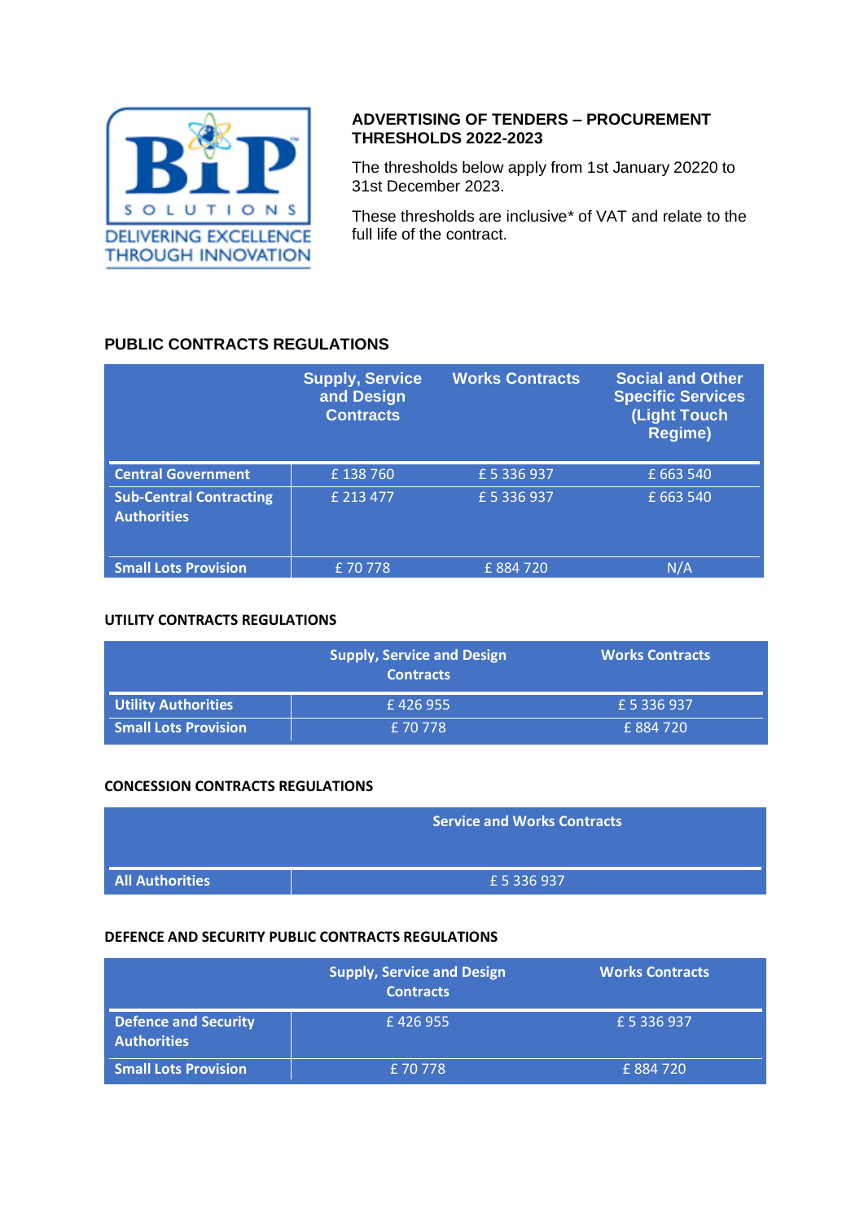## ADVERTISING OF TENDERS – PROCUREMENT THRESHOLDS 2022-2023

The thresholds below apply from 1st January 20220 to 31st December 2023.

These thresholds are inclusive* of VAT and relate to the full life of the contract.

### PUBLIC CONTRACTS REGULATIONS

| | Supply, Service and Design Contracts | Works Contracts | Social and Other Specific Services (Light Touch Regime) |
|---|---|---|---|
| **Central Government** | £ 138 760 | £ 5 336 937 | £ 663 540 |
| **Sub-Central Contracting Authorities** | £ 213 477 | £ 5 336 937 | £ 663 540 |
| **Small Lots Provision** | £ 70 778 | £ 884 720 | N/A |

### UTILITY CONTRACTS REGULATIONS

| | Supply, Service and Design Contracts | Works Contracts |
|---|---|---|
| **Utility Authorities** | £ 426 955 | £ 5 336 937 |
| **Small Lots Provision** | £ 70 778 | £ 884 720 |

### CONCESSION CONTRACTS REGULATIONS

| | Service and Works Contracts |
|---|---|
| **All Authorities** | £ 5 336 937 |

### DEFENCE AND SECURITY PUBLIC CONTRACTS REGULATIONS

| | Supply, Service and Design Contracts | Works Contracts |
|---|---|---|
| **Defence and Security Authorities** | £ 426 955 | £ 5 336 937 |
| **Small Lots Provision** | £ 70 778 | £ 884 720 |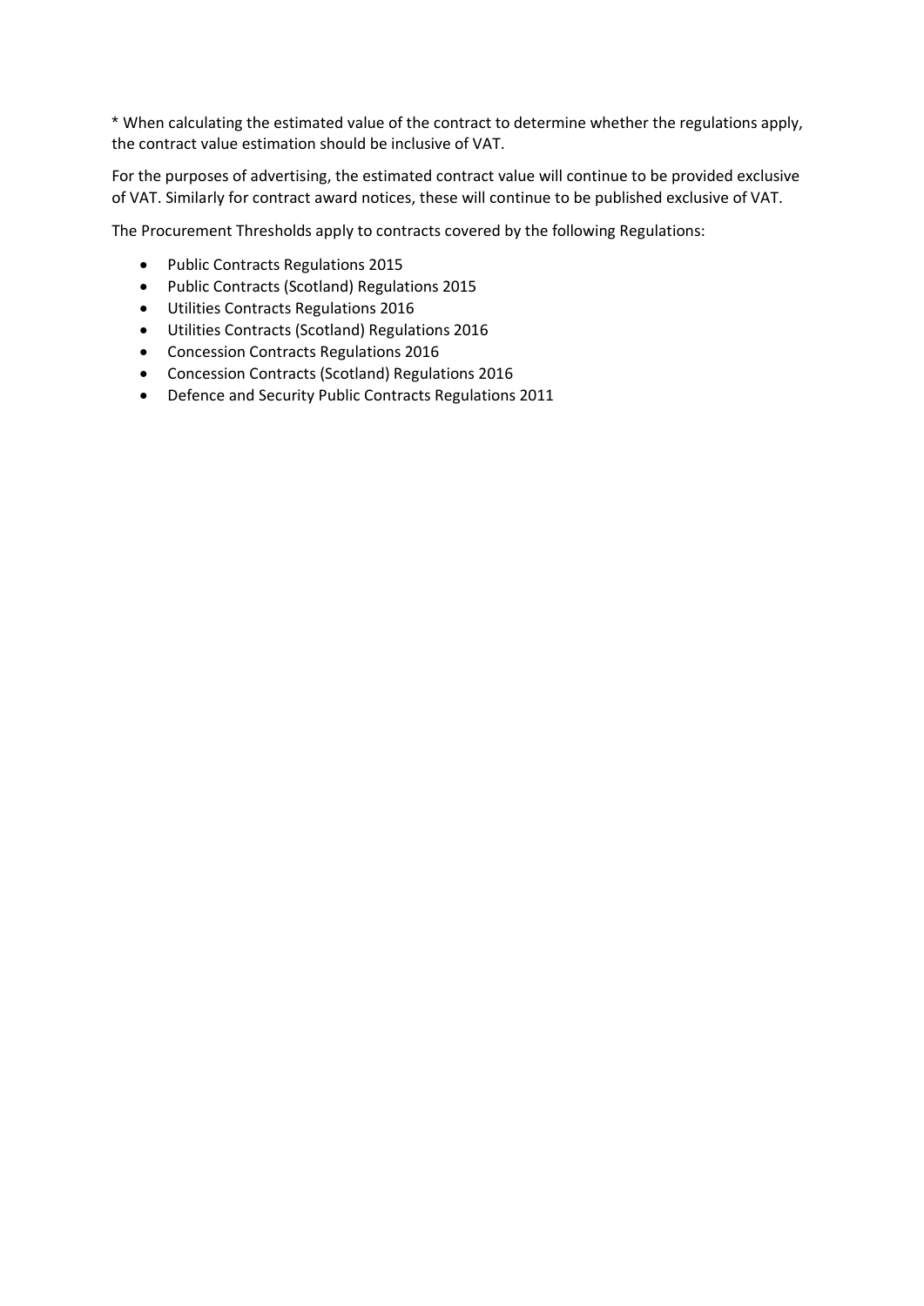* When calculating the estimated value of the contract to determine whether the regulations apply, the contract value estimation should be inclusive of VAT.

For the purposes of advertising, the estimated contract value will continue to be provided exclusive of VAT. Similarly for contract award notices, these will continue to be published exclusive of VAT.

The Procurement Thresholds apply to contracts covered by the following Regulations:

- Public Contracts Regulations 2015
- Public Contracts (Scotland) Regulations 2015
- Utilities Contracts Regulations 2016
- Utilities Contracts (Scotland) Regulations 2016
- Concession Contracts Regulations 2016
- Concession Contracts (Scotland) Regulations 2016
- Defence and Security Public Contracts Regulations 2011